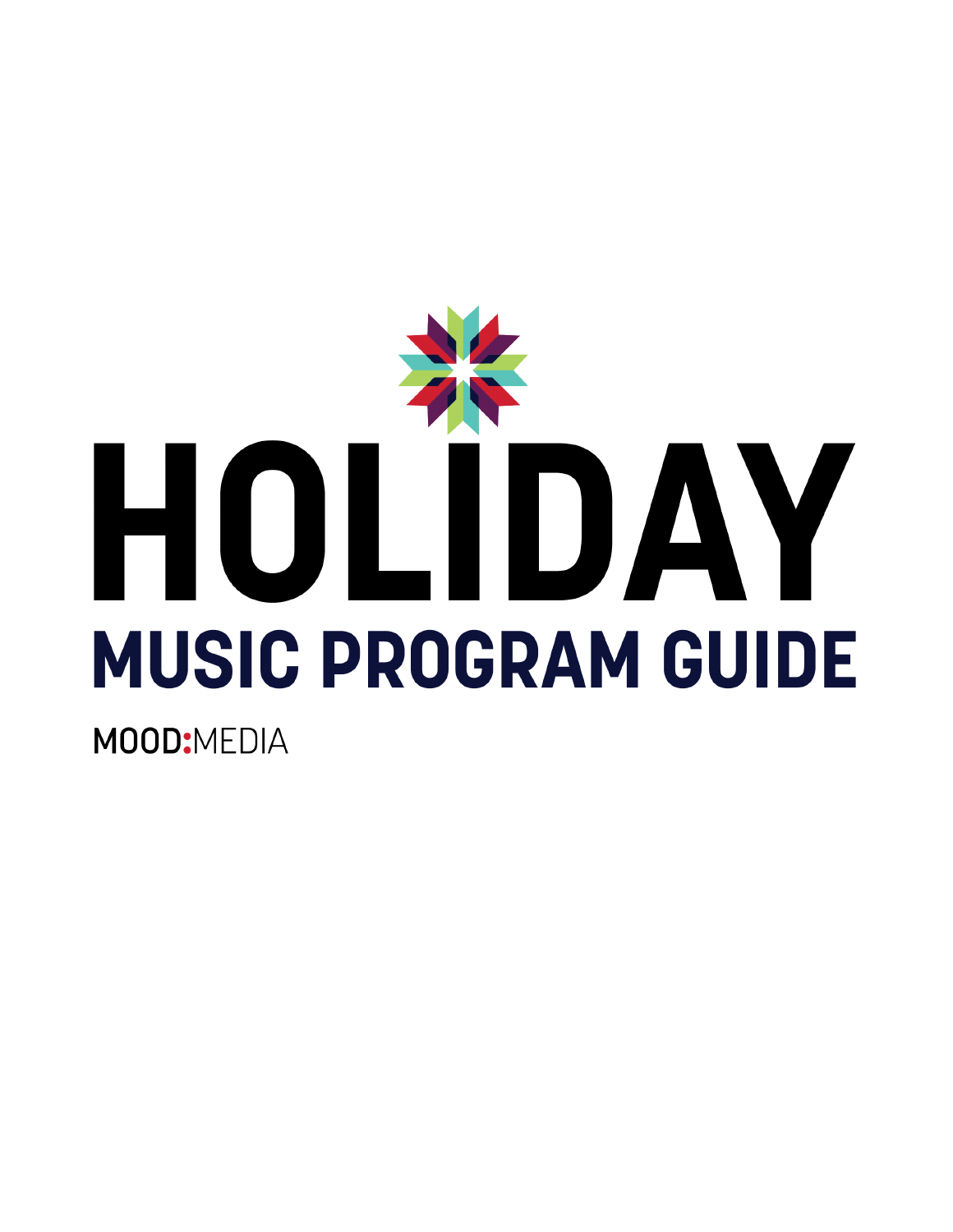# HOLIDAY

## MUSIC PROGRAM GUIDE

MOOD:MEDIA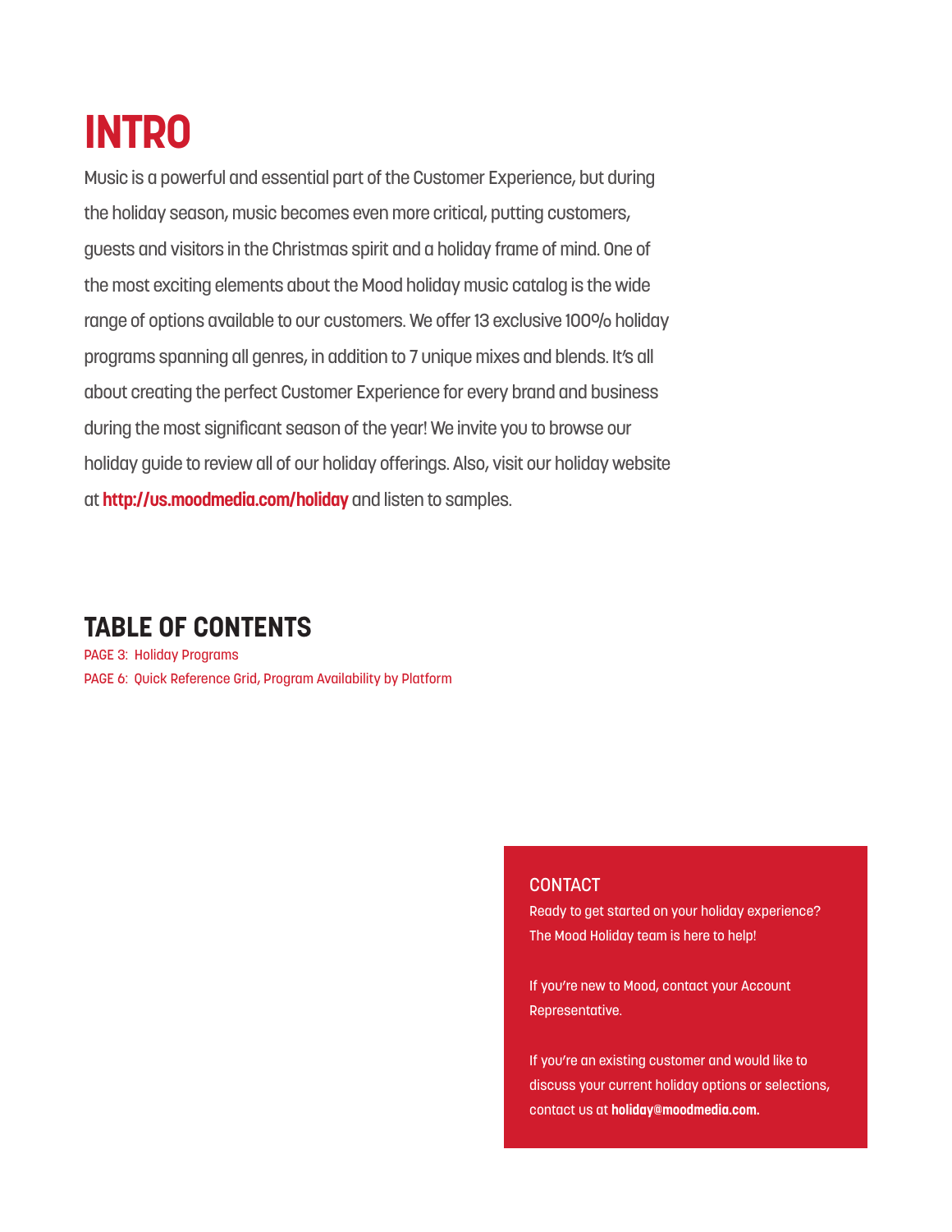# INTRO

Music is a powerful and essential part of the Customer Experience, but during the holiday season, music becomes even more critical, putting customers, guests and visitors in the Christmas spirit and a holiday frame of mind. One of the most exciting elements about the Mood holiday music catalog is the wide range of options available to our customers. We offer 13 exclusive 100% holiday programs spanning all genres, in addition to 7 unique mixes and blends. It's all about creating the perfect Customer Experience for every brand and business during the most significant season of the year! We invite you to browse our holiday guide to review all of our holiday offerings. Also, visit our holiday website at **http://us.moodmedia.com/holiday** and listen to samples.

## TABLE OF CONTENTS

PAGE 3: Holiday Programs
PAGE 6: Quick Reference Grid, Program Availability by Platform

### CONTACT

Ready to get started on your holiday experience? The Mood Holiday team is here to help!

If you're new to Mood, contact your Account Representative.

If you're an existing customer and would like to discuss your current holiday options or selections, contact us at **holiday@moodmedia.com.**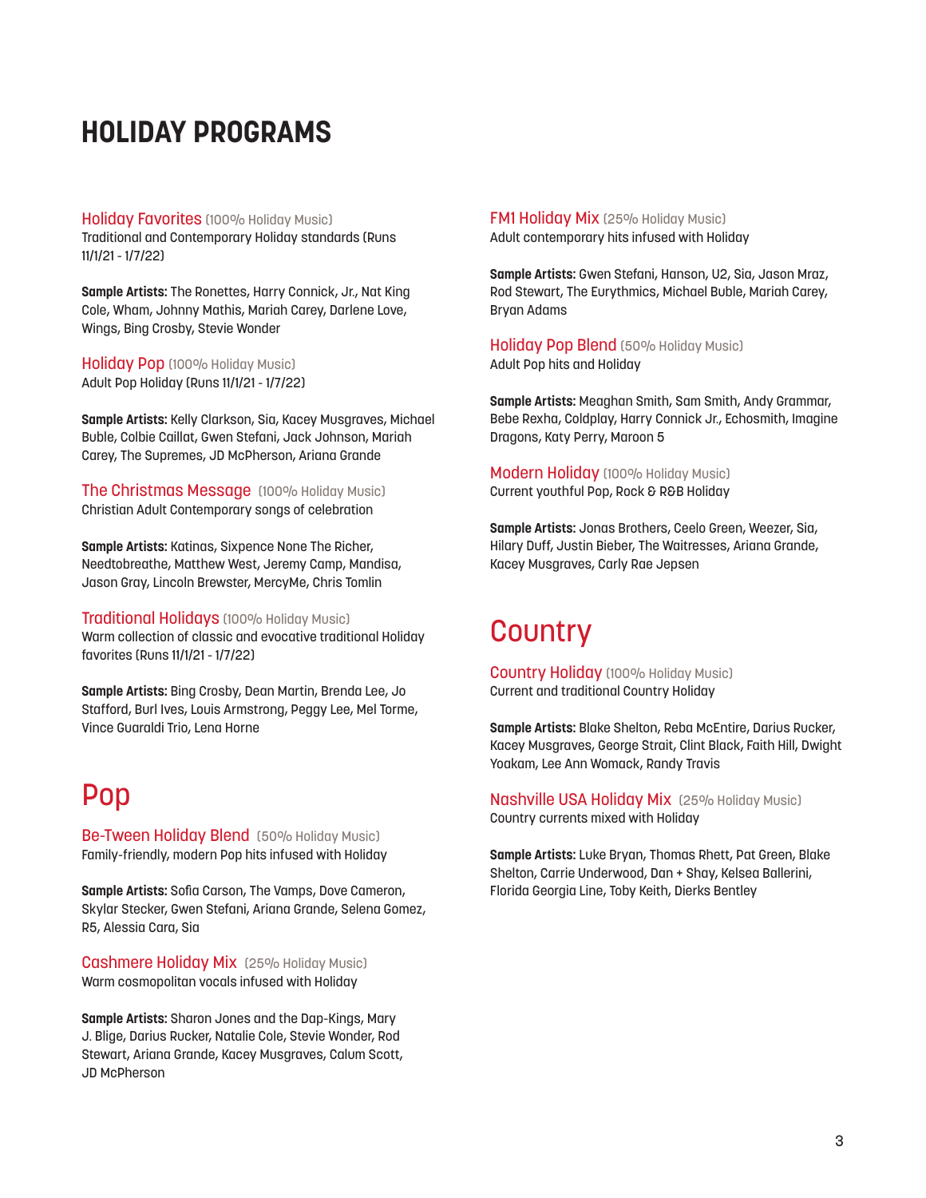# HOLIDAY PROGRAMS

### Holiday Favorites (100% Holiday Music)

Traditional and Contemporary Holiday standards (Runs 11/1/21 - 1/7/22)

**Sample Artists:** The Ronettes, Harry Connick, Jr., Nat King Cole, Wham, Johnny Mathis, Mariah Carey, Darlene Love, Wings, Bing Crosby, Stevie Wonder

### Holiday Pop (100% Holiday Music)

Adult Pop Holiday (Runs 11/1/21 - 1/7/22)

**Sample Artists:** Kelly Clarkson, Sia, Kacey Musgraves, Michael Buble, Colbie Caillat, Gwen Stefani, Jack Johnson, Mariah Carey, The Supremes, JD McPherson, Ariana Grande

### The Christmas Message (100% Holiday Music)

Christian Adult Contemporary songs of celebration

**Sample Artists:** Katinas, Sixpence None The Richer, Needtobreathe, Matthew West, Jeremy Camp, Mandisa, Jason Gray, Lincoln Brewster, MercyMe, Chris Tomlin

### Traditional Holidays (100% Holiday Music)

Warm collection of classic and evocative traditional Holiday favorites (Runs 11/1/21 - 1/7/22)

**Sample Artists:** Bing Crosby, Dean Martin, Brenda Lee, Jo Stafford, Burl Ives, Louis Armstrong, Peggy Lee, Mel Torme, Vince Guaraldi Trio, Lena Horne

## Pop

### Be-Tween Holiday Blend (50% Holiday Music)

Family-friendly, modern Pop hits infused with Holiday

**Sample Artists:** Sofia Carson, The Vamps, Dove Cameron, Skylar Stecker, Gwen Stefani, Ariana Grande, Selena Gomez, R5, Alessia Cara, Sia

### Cashmere Holiday Mix (25% Holiday Music)

Warm cosmopolitan vocals infused with Holiday

**Sample Artists:** Sharon Jones and the Dap-Kings, Mary J. Blige, Darius Rucker, Natalie Cole, Stevie Wonder, Rod Stewart, Ariana Grande, Kacey Musgraves, Calum Scott, JD McPherson

### FM1 Holiday Mix (25% Holiday Music)

Adult contemporary hits infused with Holiday

**Sample Artists:** Gwen Stefani, Hanson, U2, Sia, Jason Mraz, Rod Stewart, The Eurythmics, Michael Buble, Mariah Carey, Bryan Adams

### Holiday Pop Blend (50% Holiday Music)

Adult Pop hits and Holiday

**Sample Artists:** Meaghan Smith, Sam Smith, Andy Grammar, Bebe Rexha, Coldplay, Harry Connick Jr., Echosmith, Imagine Dragons, Katy Perry, Maroon 5

### Modern Holiday (100% Holiday Music)

Current youthful Pop, Rock & R&B Holiday

**Sample Artists:** Jonas Brothers, Ceelo Green, Weezer, Sia, Hilary Duff, Justin Bieber, The Waitresses, Ariana Grande, Kacey Musgraves, Carly Rae Jepsen

## Country

### Country Holiday (100% Holiday Music)

Current and traditional Country Holiday

**Sample Artists:** Blake Shelton, Reba McEntire, Darius Rucker, Kacey Musgraves, George Strait, Clint Black, Faith Hill, Dwight Yoakam, Lee Ann Womack, Randy Travis

### Nashville USA Holiday Mix (25% Holiday Music)

Country currents mixed with Holiday

**Sample Artists:** Luke Bryan, Thomas Rhett, Pat Green, Blake Shelton, Carrie Underwood, Dan + Shay, Kelsea Ballerini, Florida Georgia Line, Toby Keith, Dierks Bentley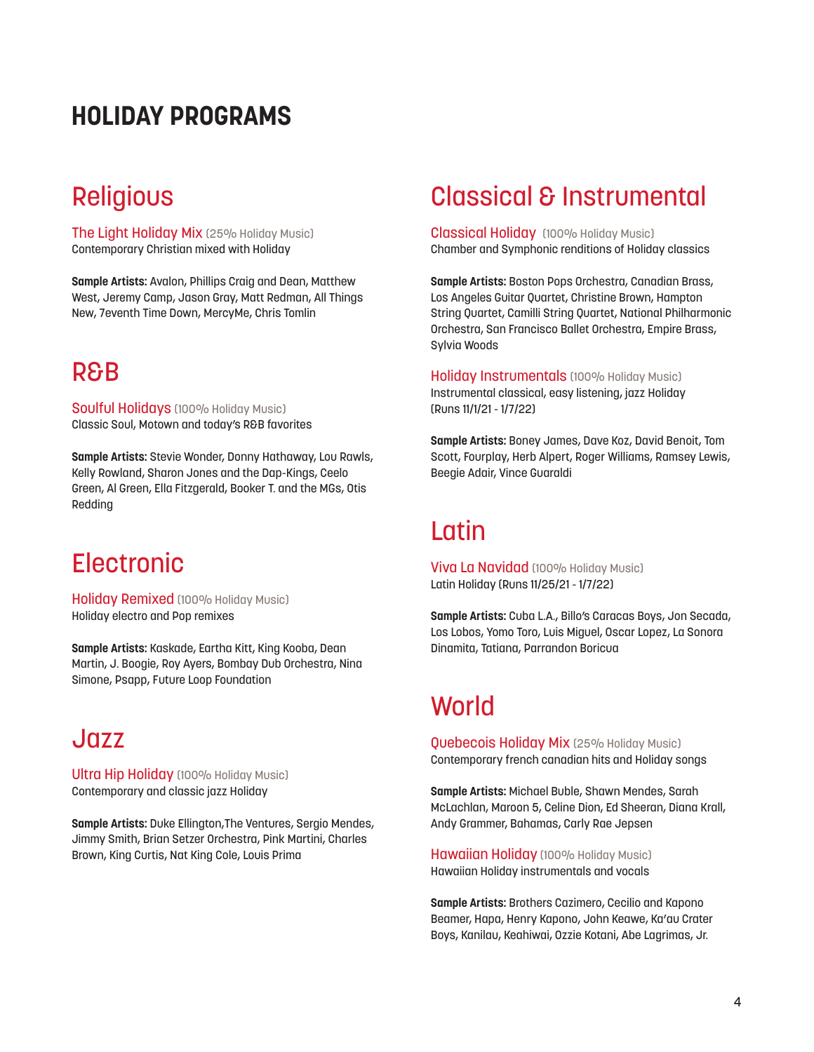# HOLIDAY PROGRAMS

## Religious

### The Light Holiday Mix (25% Holiday Music)

Contemporary Christian mixed with Holiday

**Sample Artists:** Avalon, Phillips Craig and Dean, Matthew West, Jeremy Camp, Jason Gray, Matt Redman, All Things New, 7eventh Time Down, MercyMe, Chris Tomlin

## R&B

### Soulful Holidays (100% Holiday Music)

Classic Soul, Motown and today's R&B favorites

**Sample Artists:** Stevie Wonder, Donny Hathaway, Lou Rawls, Kelly Rowland, Sharon Jones and the Dap-Kings, Ceelo Green, Al Green, Ella Fitzgerald, Booker T. and the MGs, Otis Redding

## Electronic

### Holiday Remixed (100% Holiday Music)

Holiday electro and Pop remixes

**Sample Artists:** Kaskade, Eartha Kitt, King Kooba, Dean Martin, J. Boogie, Roy Ayers, Bombay Dub Orchestra, Nina Simone, Psapp, Future Loop Foundation

## Jazz

### Ultra Hip Holiday (100% Holiday Music)

Contemporary and classic jazz Holiday

**Sample Artists:** Duke Ellington,The Ventures, Sergio Mendes, Jimmy Smith, Brian Setzer Orchestra, Pink Martini, Charles Brown, King Curtis, Nat King Cole, Louis Prima

## Classical & Instrumental

### Classical Holiday (100% Holiday Music)

Chamber and Symphonic renditions of Holiday classics

**Sample Artists:** Boston Pops Orchestra, Canadian Brass, Los Angeles Guitar Quartet, Christine Brown, Hampton String Quartet, Camilli String Quartet, National Philharmonic Orchestra, San Francisco Ballet Orchestra, Empire Brass, Sylvia Woods

### Holiday Instrumentals (100% Holiday Music)

Instrumental classical, easy listening, jazz Holiday (Runs 11/1/21 - 1/7/22)

**Sample Artists:** Boney James, Dave Koz, David Benoit, Tom Scott, Fourplay, Herb Alpert, Roger Williams, Ramsey Lewis, Beegie Adair, Vince Guaraldi

## Latin

### Viva La Navidad (100% Holiday Music)

Latin Holiday (Runs 11/25/21 - 1/7/22)

**Sample Artists:** Cuba L.A., Billo's Caracas Boys, Jon Secada, Los Lobos, Yomo Toro, Luis Miguel, Oscar Lopez, La Sonora Dinamita, Tatiana, Parrandon Boricua

## World

### Quebecois Holiday Mix (25% Holiday Music)

Contemporary french canadian hits and Holiday songs

**Sample Artists:** Michael Buble, Shawn Mendes, Sarah McLachlan, Maroon 5, Celine Dion, Ed Sheeran, Diana Krall, Andy Grammer, Bahamas, Carly Rae Jepsen

### Hawaiian Holiday (100% Holiday Music)

Hawaiian Holiday instrumentals and vocals

**Sample Artists:** Brothers Cazimero, Cecilio and Kapono Beamer, Hapa, Henry Kapono, John Keawe, Ka'au Crater Boys, Kanilau, Keahiwai, Ozzie Kotani, Abe Lagrimas, Jr.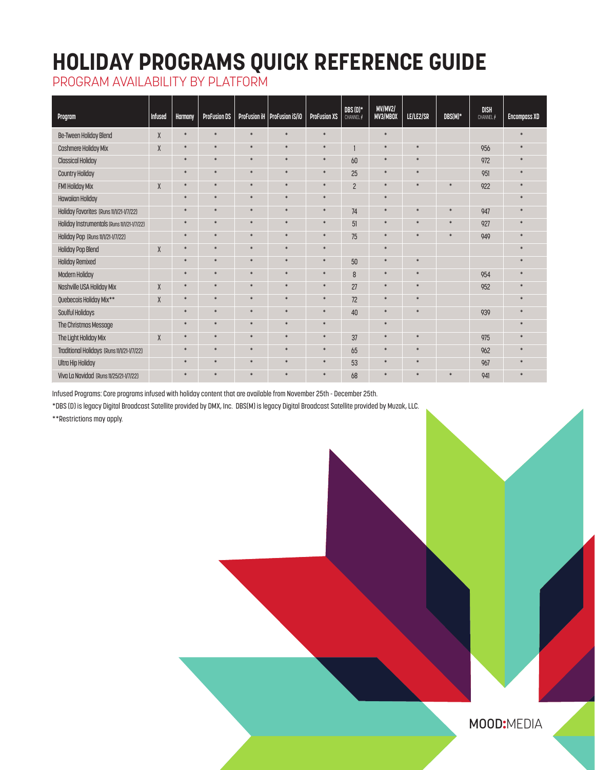# HOLIDAY PROGRAMS QUICK REFERENCE GUIDE

## PROGRAM AVAILABILITY BY PLATFORM

| Program | Infused | Harmony | ProFusion DS | ProFusion iH | ProFusion iS/iO | ProFusion XS | DBS (D)* CHANNEL # | MV/MV2/ MV3/MBOX | LE/LE2/SR | DBS(M)* | DISH CHANNEL # | Encompass XD |
|---|---|---|---|---|---|---|---|---|---|---|---|---|
| Be-Tween Holiday Blend | X | * | * | * | * | * | | * | | | | * |
| Cashmere Holiday Mix | X | * | * | * | * | * | 1 | * | * | | 956 | * |
| Classical Holiday | | * | * | * | * | * | 60 | * | * | | 972 | * |
| Country Holiday | | * | * | * | * | * | 25 | * | * | | 951 | * |
| FMI Holiday Mix | X | * | * | * | * | * | 2 | * | * | * | 922 | * |
| Hawaiian Holiday | | * | * | * | * | * | | * | | | | * |
| Holiday Favorites (Runs 11/1/21-1/7/22) | | * | * | * | * | * | 74 | * | * | * | 947 | * |
| Holiday Instrumentals (Runs 11/1/21-1/7/22) | | * | * | * | * | * | 51 | * | * | * | 927 | * |
| Holiday Pop (Runs 11/1/21-1/7/22) | | * | * | * | * | * | 75 | * | * | * | 949 | * |
| Holiday Pop Blend | X | * | * | * | * | * | | * | | | | * |
| Holiday Remixed | | * | * | * | * | * | 50 | * | * | | | * |
| Modern Holiday | | * | * | * | * | * | 8 | * | * | | 954 | * |
| Nashville USA Holiday Mix | X | * | * | * | * | * | 27 | * | * | | 952 | * |
| Quebecois Holiday Mix** | X | * | * | * | * | * | 72 | * | * | | | * |
| Soulful Holidays | | * | * | * | * | * | 40 | * | * | | 939 | * |
| The Christmas Message | | * | * | * | * | * | | * | | | | * |
| The Light Holiday Mix | X | * | * | * | * | * | 37 | * | * | | 975 | * |
| Traditional Holidays (Runs 11/1/21-1/7/22) | | * | * | * | * | * | 65 | * | * | | 962 | * |
| Ultra Hip Holiday | | * | * | * | * | * | 53 | * | * | | 967 | * |
| Viva La Navidad (Runs 11/25/21-1/7/22) | | * | * | * | * | * | 68 | * | * | * | 941 | * |

Infused Programs: Core programs infused with holiday content that are available from November 25th - December 25th.

*DBS (D) is legacy Digital Broadcast Satellite provided by DMX, Inc. DBS(M) is legacy Digital Broadcast Satellite provided by Muzak, LLC.

**Restrictions may apply.

MOOD:MEDIA